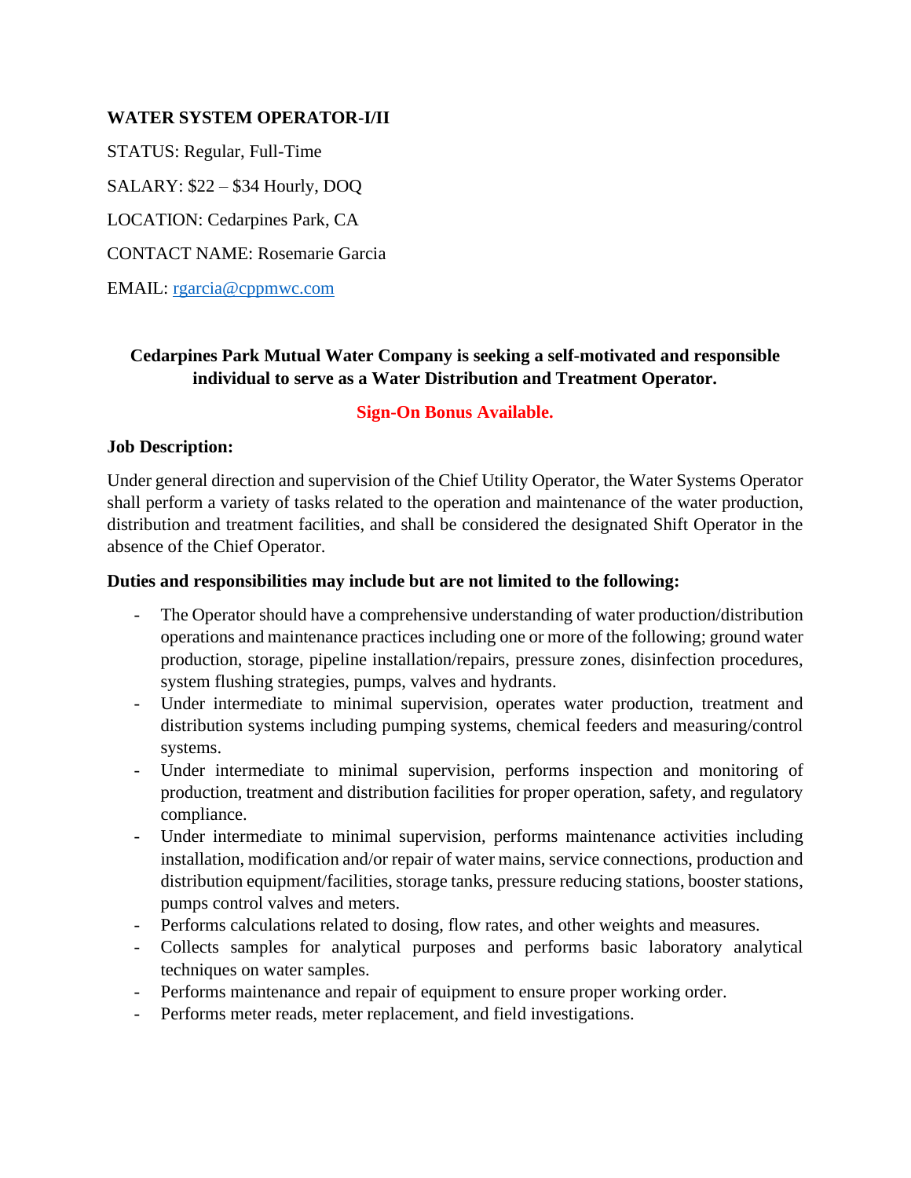# WATER SYSTEM OPERATOR-I/II

STATUS: Regular, Full-Time

SALARY: $22 – $34 Hourly, DOQ

LOCATION: Cedarpines Park, CA

CONTACT NAME: Rosemarie Garcia

EMAIL: rgarcia@cppmwc.com

**Cedarpines Park Mutual Water Company is seeking a self-motivated and responsible individual to serve as a Water Distribution and Treatment Operator.**

**Sign-On Bonus Available.**

**Job Description:**

Under general direction and supervision of the Chief Utility Operator, the Water Systems Operator shall perform a variety of tasks related to the operation and maintenance of the water production, distribution and treatment facilities, and shall be considered the designated Shift Operator in the absence of the Chief Operator.

**Duties and responsibilities may include but are not limited to the following:**

- The Operator should have a comprehensive understanding of water production/distribution operations and maintenance practices including one or more of the following; ground water production, storage, pipeline installation/repairs, pressure zones, disinfection procedures, system flushing strategies, pumps, valves and hydrants.
- Under intermediate to minimal supervision, operates water production, treatment and distribution systems including pumping systems, chemical feeders and measuring/control systems.
- Under intermediate to minimal supervision, performs inspection and monitoring of production, treatment and distribution facilities for proper operation, safety, and regulatory compliance.
- Under intermediate to minimal supervision, performs maintenance activities including installation, modification and/or repair of water mains, service connections, production and distribution equipment/facilities, storage tanks, pressure reducing stations, booster stations, pumps control valves and meters.
- Performs calculations related to dosing, flow rates, and other weights and measures.
- Collects samples for analytical purposes and performs basic laboratory analytical techniques on water samples.
- Performs maintenance and repair of equipment to ensure proper working order.
- Performs meter reads, meter replacement, and field investigations.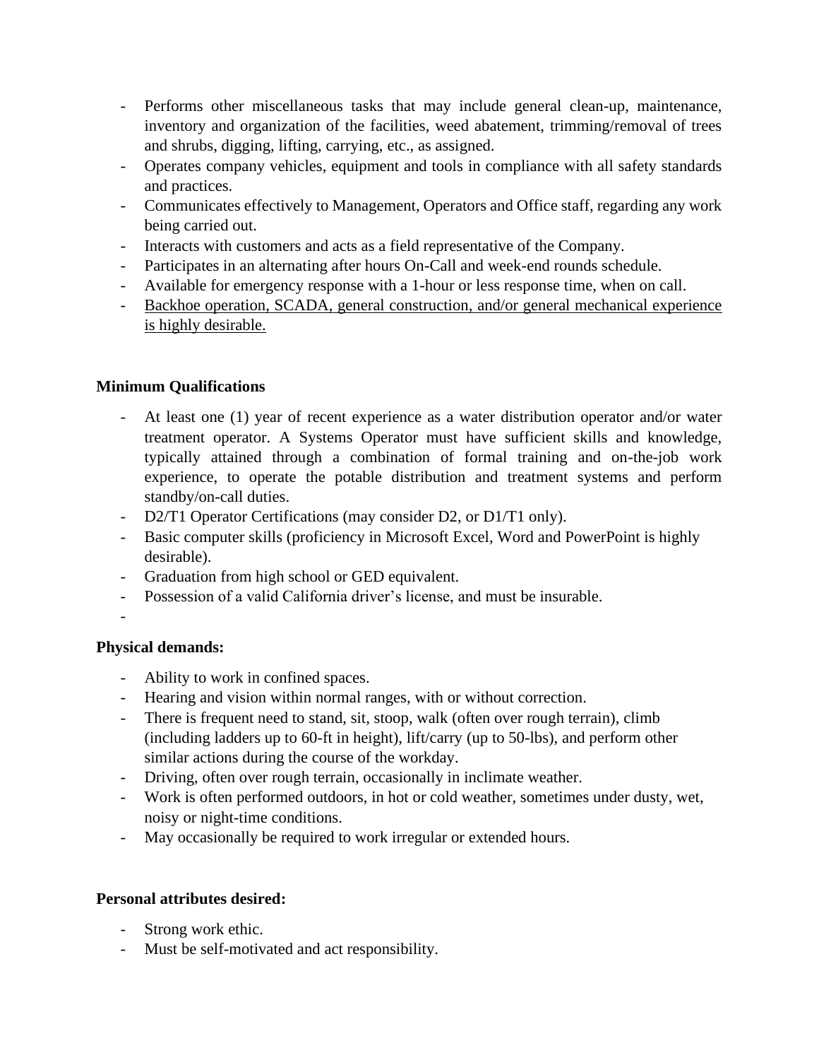- Performs other miscellaneous tasks that may include general clean-up, maintenance, inventory and organization of the facilities, weed abatement, trimming/removal of trees and shrubs, digging, lifting, carrying, etc., as assigned.
- Operates company vehicles, equipment and tools in compliance with all safety standards and practices.
- Communicates effectively to Management, Operators and Office staff, regarding any work being carried out.
- Interacts with customers and acts as a field representative of the Company.
- Participates in an alternating after hours On-Call and week-end rounds schedule.
- Available for emergency response with a 1-hour or less response time, when on call.
- <u>Backhoe operation, SCADA, general construction, and/or general mechanical experience is highly desirable.</u>

**Minimum Qualifications**

- At least one (1) year of recent experience as a water distribution operator and/or water treatment operator. A Systems Operator must have sufficient skills and knowledge, typically attained through a combination of formal training and on-the-job work experience, to operate the potable distribution and treatment systems and perform standby/on-call duties.
- D2/T1 Operator Certifications (may consider D2, or D1/T1 only).
- Basic computer skills (proficiency in Microsoft Excel, Word and PowerPoint is highly desirable).
- Graduation from high school or GED equivalent.
- Possession of a valid California driver's license, and must be insurable.
-

**Physical demands:**

- Ability to work in confined spaces.
- Hearing and vision within normal ranges, with or without correction.
- There is frequent need to stand, sit, stoop, walk (often over rough terrain), climb (including ladders up to 60-ft in height), lift/carry (up to 50-lbs), and perform other similar actions during the course of the workday.
- Driving, often over rough terrain, occasionally in inclimate weather.
- Work is often performed outdoors, in hot or cold weather, sometimes under dusty, wet, noisy or night-time conditions.
- May occasionally be required to work irregular or extended hours.

**Personal attributes desired:**

- Strong work ethic.
- Must be self-motivated and act responsibility.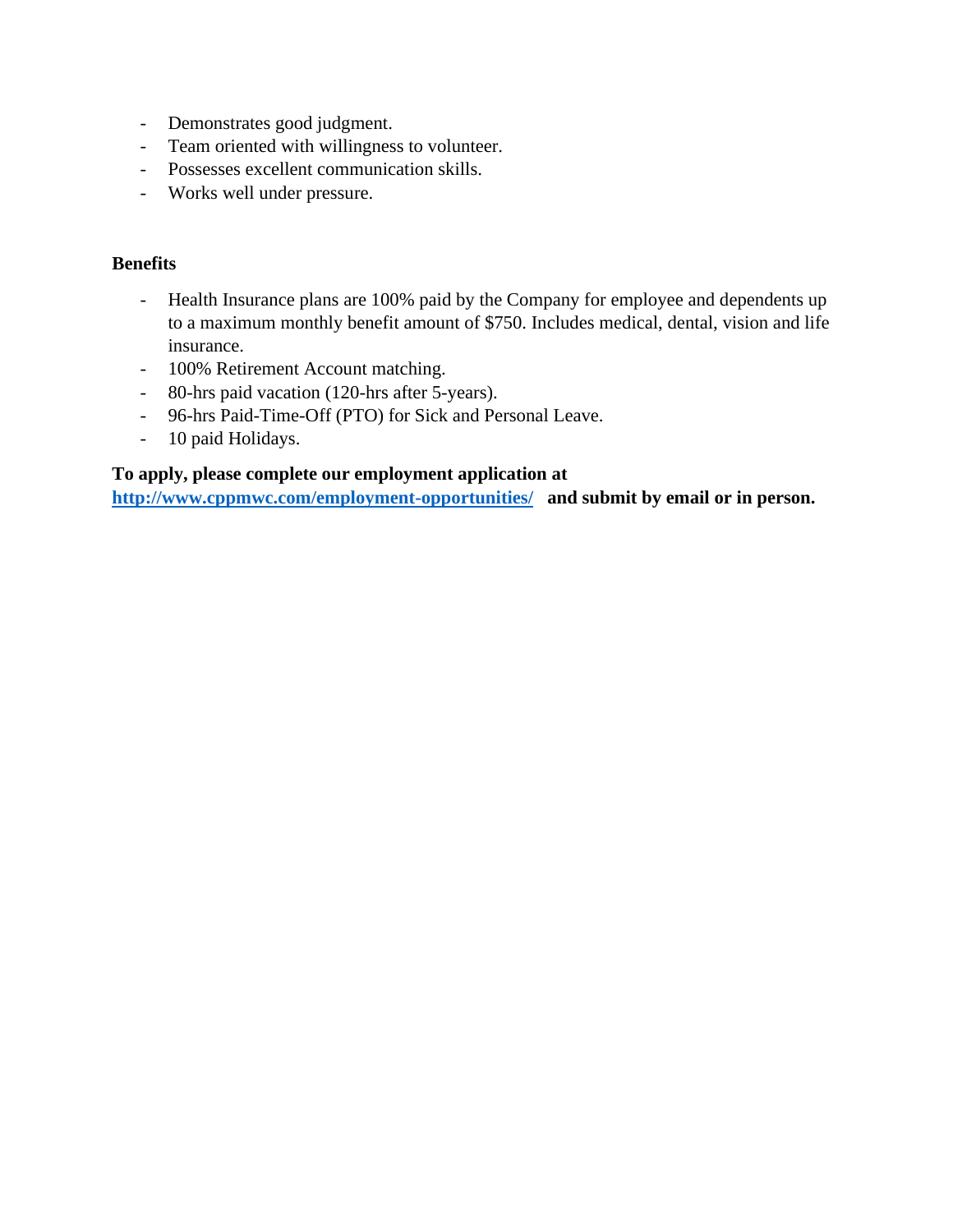- Demonstrates good judgment.
- Team oriented with willingness to volunteer.
- Possesses excellent communication skills.
- Works well under pressure.

**Benefits**

- Health Insurance plans are 100% paid by the Company for employee and dependents up to a maximum monthly benefit amount of $750. Includes medical, dental, vision and life insurance.
- 100% Retirement Account matching.
- 80-hrs paid vacation (120-hrs after 5-years).
- 96-hrs Paid-Time-Off (PTO) for Sick and Personal Leave.
- 10 paid Holidays.

**To apply, please complete our employment application at [http://www.cppmwc.com/employment-opportunities/](http://www.cppmwc.com/employment-opportunities/) and submit by email or in person.**